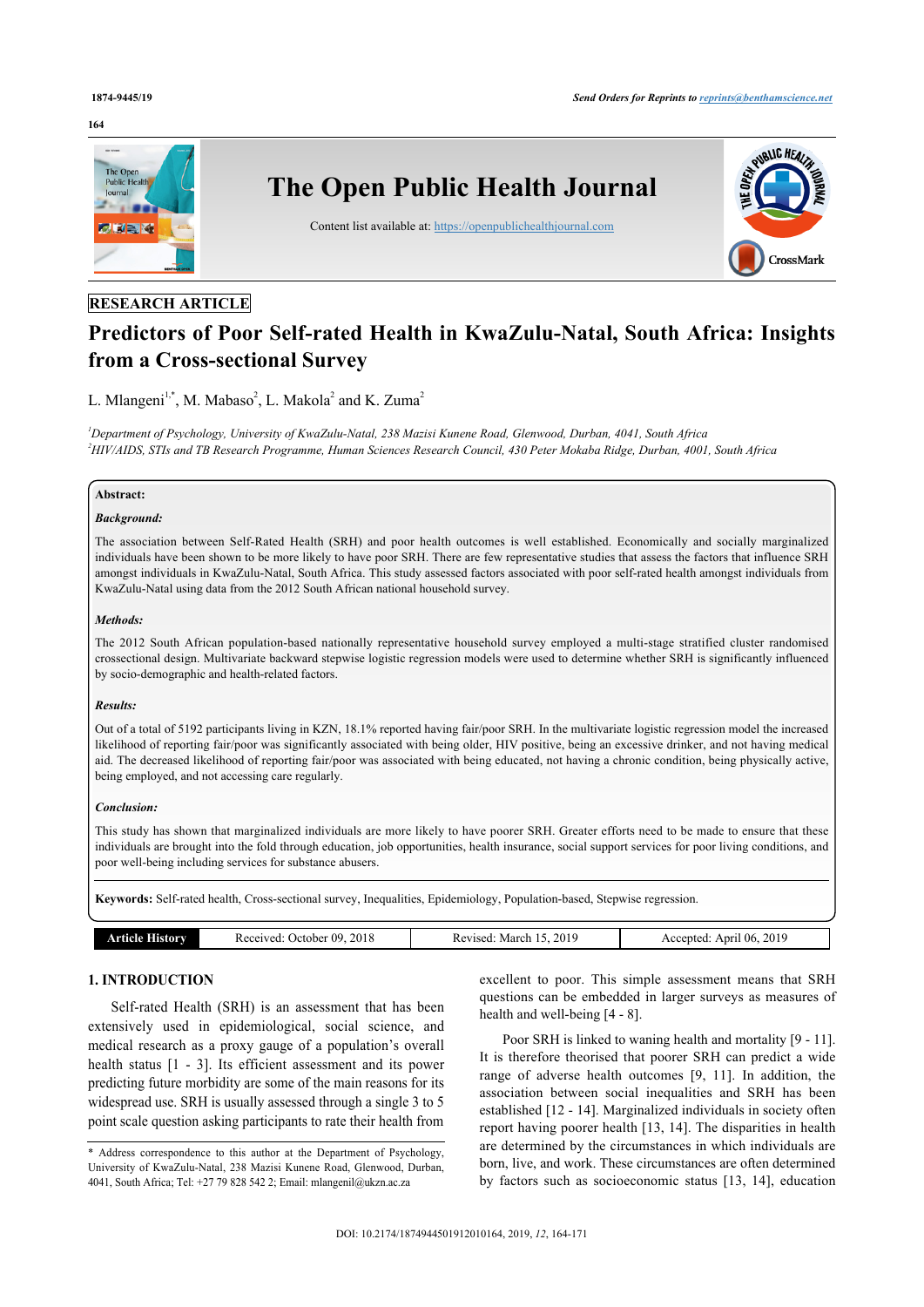RESEARCH ARTICLE

# Predictors of Poor Self-rated Health in KwaZulu-Natal, South Africa: Insights from a Cross-sectional Survey

L. Mlangeni[1,*], M. Mabaso[2], L. Makola[2] and K. Zuma[2]

*[1]Department of Psychology, University of KwaZulu-Natal, 238 Mazisi Kunene Road, Glenwood, Durban, 4041, South Africa*
*[2]HIV/AIDS, STIs and TB Research Programme, Human Sciences Research Council, 430 Peter Mokaba Ridge, Durban, 4001, South Africa*

**Abstract:**

***Background:***

The association between Self-Rated Health (SRH) and poor health outcomes is well established. Economically and socially marginalized individuals have been shown to be more likely to have poor SRH. There are few representative studies that assess the factors that influence SRH amongst individuals in KwaZulu-Natal, South Africa. This study assessed factors associated with poor self-rated health amongst individuals from KwaZulu-Natal using data from the 2012 South African national household survey.

***Methods:***

The 2012 South African population-based nationally representative household survey employed a multi-stage stratified cluster randomised crossectional design. Multivariate backward stepwise logistic regression models were used to determine whether SRH is significantly influenced by socio-demographic and health-related factors.

***Results:***

Out of a total of 5192 participants living in KZN, 18.1% reported having fair/poor SRH. In the multivariate logistic regression model the increased likelihood of reporting fair/poor was significantly associated with being older, HIV positive, being an excessive drinker, and not having medical aid. The decreased likelihood of reporting fair/poor was associated with being educated, not having a chronic condition, being physically active, being employed, and not accessing care regularly.

***Conclusion:***

This study has shown that marginalized individuals are more likely to have poorer SRH. Greater efforts need to be made to ensure that these individuals are brought into the fold through education, job opportunities, health insurance, social support services for poor living conditions, and poor well-being including services for substance abusers.

**Keywords:** Self-rated health, Cross-sectional survey, Inequalities, Epidemiology, Population-based, Stepwise regression.

| Article History | Received: October 09, 2018 | Revised: March 15, 2019 | Accepted: April 06, 2019 |
|---|---|---|---|

## 1. INTRODUCTION

Self-rated Health (SRH) is an assessment that has been extensively used in epidemiological, social science, and medical research as a proxy gauge of a population's overall health status [1 - 3]. Its efficient assessment and its power predicting future morbidity are some of the main reasons for its widespread use. SRH is usually assessed through a single 3 to 5 point scale question asking participants to rate their health from excellent to poor. This simple assessment means that SRH questions can be embedded in larger surveys as measures of health and well-being [4 - 8].

Poor SRH is linked to waning health and mortality [9 - 11]. It is therefore theorised that poorer SRH can predict a wide range of adverse health outcomes [9, 11]. In addition, the association between social inequalities and SRH has been established [12 - 14]. Marginalized individuals in society often report having poorer health [13, 14]. The disparities in health are determined by the circumstances in which individuals are born, live, and work. These circumstances are often determined by factors such as socioeconomic status [13, 14], education

* Address correspondence to this author at the Department of Psychology, University of KwaZulu-Natal, 238 Mazisi Kunene Road, Glenwood, Durban, 4041, South Africa; Tel: +27 79 828 542 2; Email: mlangenil@ukzn.ac.za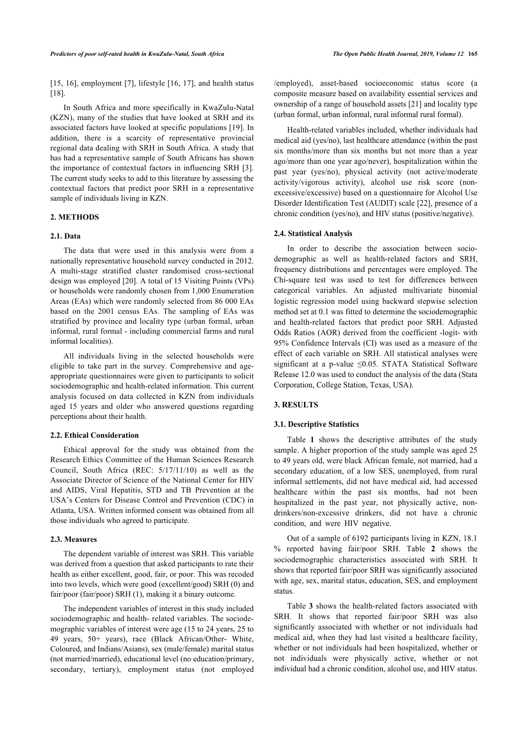[15, 16], employment [7], lifestyle [16, 17], and health status [18].

In South Africa and more specifically in KwaZulu-Natal (KZN), many of the studies that have looked at SRH and its associated factors have looked at specific populations [19]. In addition, there is a scarcity of representative provincial regional data dealing with SRH in South Africa. A study that has had a representative sample of South Africans has shown the importance of contextual factors in influencing SRH [3]. The current study seeks to add to this literature by assessing the contextual factors that predict poor SRH in a representative sample of individuals living in KZN.

## 2. METHODS

### 2.1. Data

The data that were used in this analysis were from a nationally representative household survey conducted in 2012. A multi-stage stratified cluster randomised cross-sectional design was employed [20]. A total of 15 Visiting Points (VPs) or households were randomly chosen from 1,000 Enumeration Areas (EAs) which were randomly selected from 86 000 EAs based on the 2001 census EAs. The sampling of EAs was stratified by province and locality type (urban formal, urban informal, rural formal - including commercial farms and rural informal localities).

All individuals living in the selected households were eligible to take part in the survey. Comprehensive and age-appropriate questionnaires were given to participants to solicit sociodemographic and health-related information. This current analysis focused on data collected in KZN from individuals aged 15 years and older who answered questions regarding perceptions about their health.

### 2.2. Ethical Consideration

Ethical approval for the study was obtained from the Research Ethics Committee of the Human Sciences Research Council, South Africa (REC: 5/17/11/10) as well as the Associate Director of Science of the National Center for HIV and AIDS, Viral Hepatitis, STD and TB Prevention at the USA's Centers for Disease Control and Prevention (CDC) in Atlanta, USA. Written informed consent was obtained from all those individuals who agreed to participate.

### 2.3. Measures

The dependent variable of interest was SRH. This variable was derived from a question that asked participants to rate their health as either excellent, good, fair, or poor. This was recoded into two levels, which were good (excellent/good) SRH (0) and fair/poor (fair/poor) SRH (1), making it a binary outcome.

The independent variables of interest in this study included sociodemographic and health- related variables. The sociodemographic variables of interest were age (15 to 24 years, 25 to 49 years, 50+ years), race (Black African/Other- White, Coloured, and Indians/Asians), sex (male/female) marital status (not married/married), educational level (no education/primary, secondary, tertiary), employment status (not employed /employed), asset-based socioeconomic status score (a composite measure based on availability essential services and ownership of a range of household assets [21] and locality type (urban formal, urban informal, rural informal rural formal).

Health-related variables included, whether individuals had medical aid (yes/no), last healthcare attendance (within the past six months/more than six months but not more than a year ago/more than one year ago/never), hospitalization within the past year (yes/no), physical activity (not active/moderate activity/vigorous activity), alcohol use risk score (non-excessive/excessive) based on a questionnaire for Alcohol Use Disorder Identification Test (AUDIT) scale [22], presence of a chronic condition (yes/no), and HIV status (positive/negative).

### 2.4. Statistical Analysis

In order to describe the association between socio-demographic as well as health-related factors and SRH, frequency distributions and percentages were employed. The Chi-square test was used to test for differences between categorical variables. An adjusted multivariate binomial logistic regression model using backward stepwise selection method set at 0.1 was fitted to determine the sociodemographic and health-related factors that predict poor SRH. Adjusted Odds Ratios (AOR) derived from the coefficient -logit- with 95% Confidence Intervals (CI) was used as a measure of the effect of each variable on SRH. All statistical analyses were significant at a p-value $\leq 0.05$. STATA Statistical Software Release 12.0 was used to conduct the analysis of the data (Stata Corporation, College Station, Texas, USA).

## 3. RESULTS

### 3.1. Descriptive Statistics

Table **1** shows the descriptive attributes of the study sample. A higher proportion of the study sample was aged 25 to 49 years old, were black African female, not married, had a secondary education, of a low SES, unemployed, from rural informal settlements, did not have medical aid, had accessed healthcare within the past six months, had not been hospitalized in the past year, not physically active, non-drinkers/non-excessive drinkers, did not have a chronic condition, and were HIV negative.

Out of a sample of 6192 participants living in KZN, 18.1 % reported having fair/poor SRH. Table **2** shows the sociodemographic characteristics associated with SRH. It shows that reported fair/poor SRH was significantly associated with age, sex, marital status, education, SES, and employment status.

Table **3** shows the health-related factors associated with SRH. It shows that reported fair/poor SRH was also significantly associated with whether or not individuals had medical aid, when they had last visited a healthcare facility, whether or not individuals had been hospitalized, whether or not individuals were physically active, whether or not individual had a chronic condition, alcohol use, and HIV status.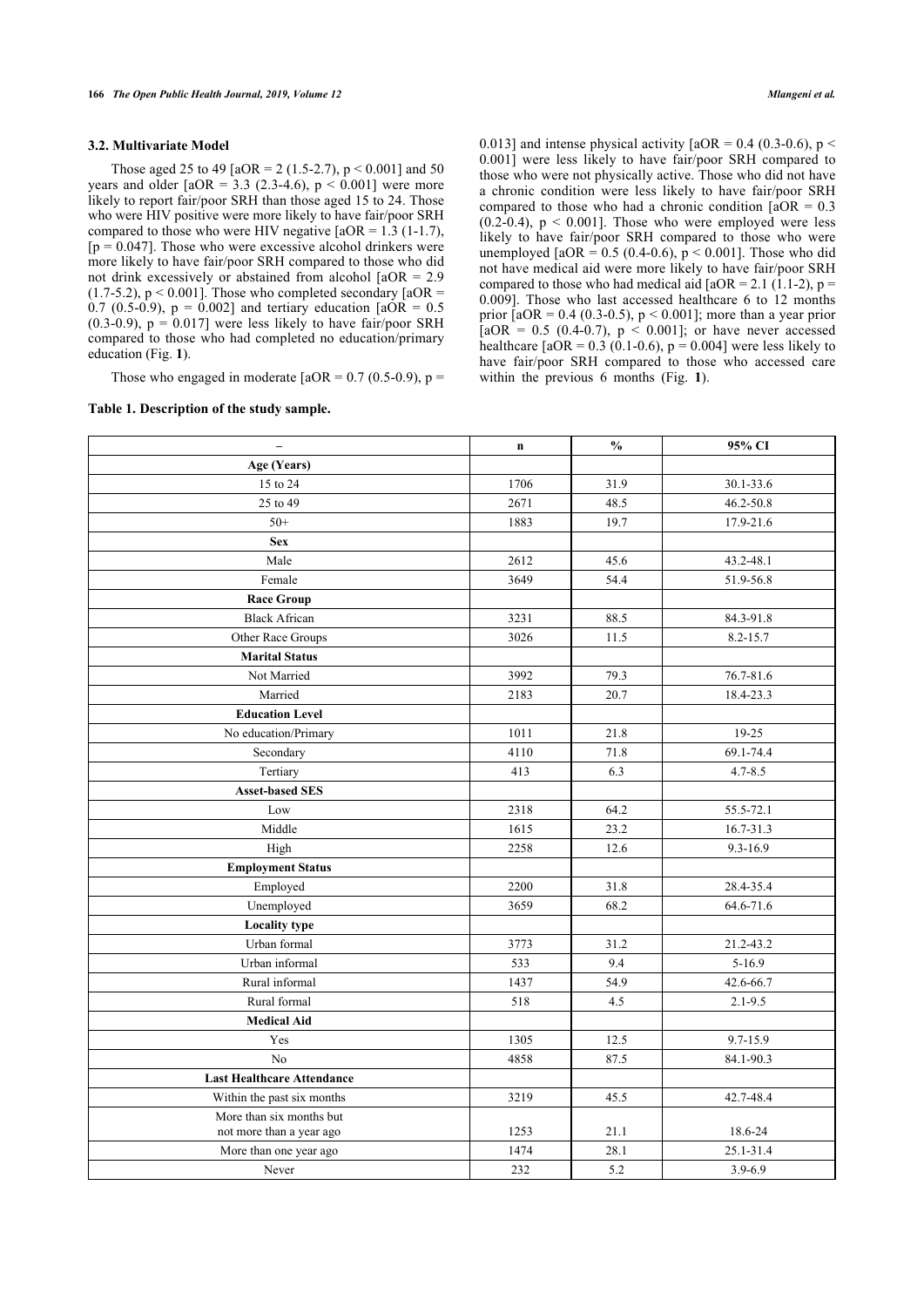### 3.2. Multivariate Model

Those aged 25 to 49 [aOR = 2 (1.5-2.7), $p < 0.001$] and 50 years and older [aOR = 3.3 (2.3-4.6), $p < 0.001$] were more likely to report fair/poor SRH than those aged 15 to 24. Those who were HIV positive were more likely to have fair/poor SRH compared to those who were HIV negative [aOR = 1.3 (1-1.7), [$p = 0.047$]. Those who were excessive alcohol drinkers were more likely to have fair/poor SRH compared to those who did not drink excessively or abstained from alcohol [aOR = 2.9 (1.7-5.2), $p < 0.001$]. Those who completed secondary [aOR = 0.7 (0.5-0.9), $p = 0.002$] and tertiary education [aOR = 0.5 (0.3-0.9), $p = 0.017$] were less likely to have fair/poor SRH compared to those who had completed no education/primary education (Fig. **1**).

Those who engaged in moderate [aOR = 0.7 (0.5-0.9), $p = 0.013$] and intense physical activity [aOR = 0.4 (0.3-0.6), $p < 0.001$] were less likely to have fair/poor SRH compared to those who were not physically active. Those who did not have a chronic condition were less likely to have fair/poor SRH compared to those who had a chronic condition [aOR = 0.3 (0.2-0.4), $p < 0.001$]. Those who were employed were less likely to have fair/poor SRH compared to those who were unemployed [aOR = 0.5 (0.4-0.6), $p < 0.001$]. Those who did not have medical aid were more likely to have fair/poor SRH compared to those who had medical aid [aOR = 2.1 (1.1-2), $p = 0.009$]. Those who last accessed healthcare 6 to 12 months prior [aOR = 0.4 (0.3-0.5), $p < 0.001$]; more than a year prior [aOR = 0.5 (0.4-0.7), $p < 0.001$]; or have never accessed healthcare [aOR = 0.3 (0.1-0.6), $p = 0.004$] were less likely to have fair/poor SRH compared to those who accessed care within the previous 6 months (Fig. **1**).

**Table 1. Description of the study sample.**

| – | n | % | 95% CI |
|---|---|---|---|
| **Age (Years)** | | | |
| 15 to 24 | 1706 | 31.9 | 30.1-33.6 |
| 25 to 49 | 2671 | 48.5 | 46.2-50.8 |
| 50+ | 1883 | 19.7 | 17.9-21.6 |
| **Sex** | | | |
| Male | 2612 | 45.6 | 43.2-48.1 |
| Female | 3649 | 54.4 | 51.9-56.8 |
| **Race Group** | | | |
| Black African | 3231 | 88.5 | 84.3-91.8 |
| Other Race Groups | 3026 | 11.5 | 8.2-15.7 |
| **Marital Status** | | | |
| Not Married | 3992 | 79.3 | 76.7-81.6 |
| Married | 2183 | 20.7 | 18.4-23.3 |
| **Education Level** | | | |
| No education/Primary | 1011 | 21.8 | 19-25 |
| Secondary | 4110 | 71.8 | 69.1-74.4 |
| Tertiary | 413 | 6.3 | 4.7-8.5 |
| **Asset-based SES** | | | |
| Low | 2318 | 64.2 | 55.5-72.1 |
| Middle | 1615 | 23.2 | 16.7-31.3 |
| High | 2258 | 12.6 | 9.3-16.9 |
| **Employment Status** | | | |
| Employed | 2200 | 31.8 | 28.4-35.4 |
| Unemployed | 3659 | 68.2 | 64.6-71.6 |
| **Locality type** | | | |
| Urban formal | 3773 | 31.2 | 21.2-43.2 |
| Urban informal | 533 | 9.4 | 5-16.9 |
| Rural informal | 1437 | 54.9 | 42.6-66.7 |
| Rural formal | 518 | 4.5 | 2.1-9.5 |
| **Medical Aid** | | | |
| Yes | 1305 | 12.5 | 9.7-15.9 |
| No | 4858 | 87.5 | 84.1-90.3 |
| **Last Healthcare Attendance** | | | |
| Within the past six months | 3219 | 45.5 | 42.7-48.4 |
| More than six months but not more than a year ago | 1253 | 21.1 | 18.6-24 |
| More than one year ago | 1474 | 28.1 | 25.1-31.4 |
| Never | 232 | 5.2 | 3.9-6.9 |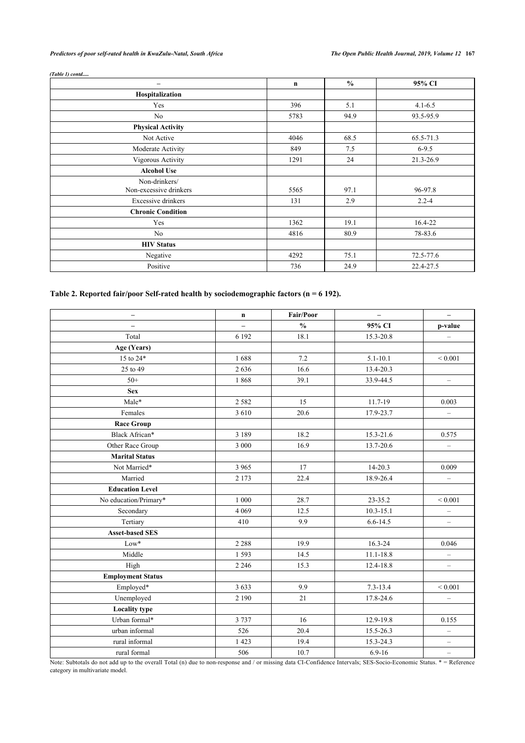*(Table 1) contd.....*

| – | n | % | 95% CI |
|---|---|---|---|
| **Hospitalization** | | | |
| Yes | 396 | 5.1 | 4.1-6.5 |
| No | 5783 | 94.9 | 93.5-95.9 |
| **Physical Activity** | | | |
| Not Active | 4046 | 68.5 | 65.5-71.3 |
| Moderate Activity | 849 | 7.5 | 6-9.5 |
| Vigorous Activity | 1291 | 24 | 21.3-26.9 |
| **Alcohol Use** | | | |
| Non-drinkers/ Non-excessive drinkers | 5565 | 97.1 | 96-97.8 |
| Excessive drinkers | 131 | 2.9 | 2.2-4 |
| **Chronic Condition** | | | |
| Yes | 1362 | 19.1 | 16.4-22 |
| No | 4816 | 80.9 | 78-83.6 |
| **HIV Status** | | | |
| Negative | 4292 | 75.1 | 72.5-77.6 |
| Positive | 736 | 24.9 | 22.4-27.5 |

**Table 2. Reported fair/poor Self-rated health by sociodemographic factors (n = 6 192).**

| – | n | Fair/Poor | – | – |
|---|---|---|---|---|
| – | – | % | 95% CI | p-value |
| Total | 6 192 | 18.1 | 15.3-20.8 | – |
| **Age (Years)** | | | | |
| 15 to 24* | 1 688 | 7.2 | 5.1-10.1 | < 0.001 |
| 25 to 49 | 2 636 | 16.6 | 13.4-20.3 | |
| 50+ | 1 868 | 39.1 | 33.9-44.5 | – |
| **Sex** | | | | |
| Male* | 2 582 | 15 | 11.7-19 | 0.003 |
| Females | 3 610 | 20.6 | 17.9-23.7 | – |
| **Race Group** | | | | |
| Black African* | 3 189 | 18.2 | 15.3-21.6 | 0.575 |
| Other Race Group | 3 000 | 16.9 | 13.7-20.6 | – |
| **Marital Status** | | | | |
| Not Married* | 3 965 | 17 | 14-20.3 | 0.009 |
| Married | 2 173 | 22.4 | 18.9-26.4 | – |
| **Education Level** | | | | |
| No education/Primary* | 1 000 | 28.7 | 23-35.2 | < 0.001 |
| Secondary | 4 069 | 12.5 | 10.3-15.1 | – |
| Tertiary | 410 | 9.9 | 6.6-14.5 | – |
| **Asset-based SES** | | | | |
| Low* | 2 288 | 19.9 | 16.3-24 | 0.046 |
| Middle | 1 593 | 14.5 | 11.1-18.8 | – |
| High | 2 246 | 15.3 | 12.4-18.8 | – |
| **Employment Status** | | | | |
| Employed* | 3 633 | 9.9 | 7.3-13.4 | < 0.001 |
| Unemployed | 2 190 | 21 | 17.8-24.6 | – |
| **Locality type** | | | | |
| Urban formal* | 3 737 | 16 | 12.9-19.8 | 0.155 |
| urban informal | 526 | 20.4 | 15.5-26.3 | – |
| rural informal | 1 423 | 19.4 | 15.3-24.3 | – |
| rural formal | 506 | 10.7 | 6.9-16 | – |

Note: Subtotals do not add up to the overall Total (n) due to non-response and / or missing data CI-Confidence Intervals; SES-Socio-Economic Status. * = Reference category in multivariate model.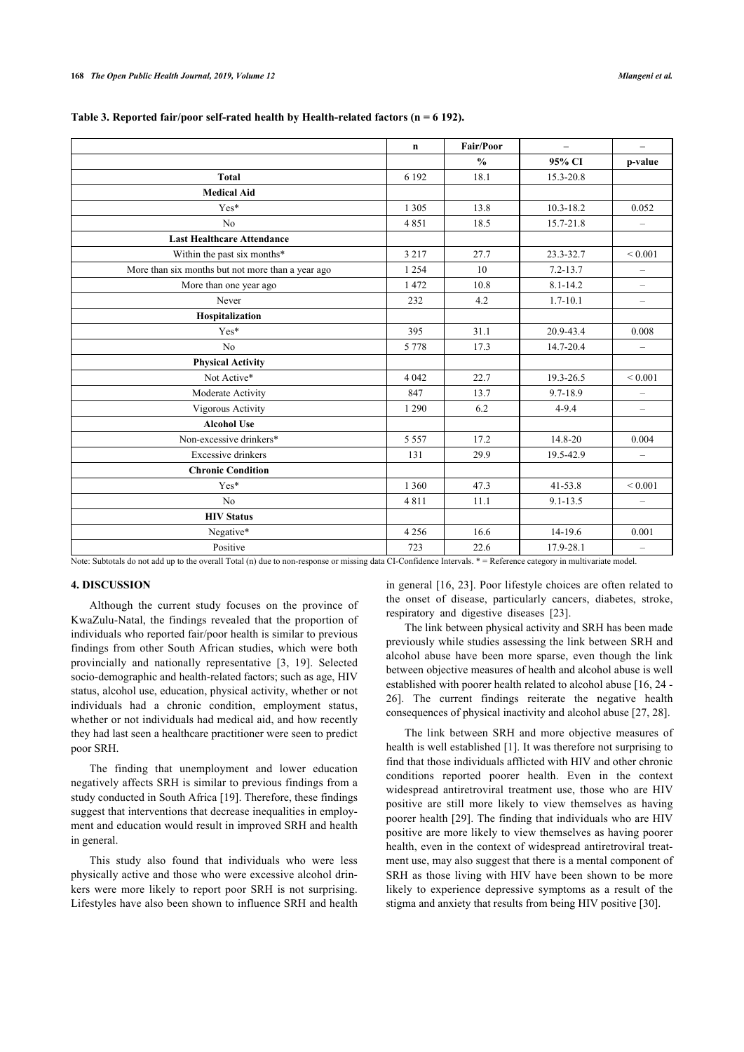**Table 3. Reported fair/poor self-rated health by Health-related factors (n = 6 192).**

| | n | Fair/Poor | – | – |
|---|---|---|---|---|
| | | % | 95% CI | p-value |
| **Total** | 6 192 | 18.1 | 15.3-20.8 | |
| **Medical Aid** | | | | |
| Yes* | 1 305 | 13.8 | 10.3-18.2 | 0.052 |
| No | 4 851 | 18.5 | 15.7-21.8 | – |
| **Last Healthcare Attendance** | | | | |
| Within the past six months* | 3 217 | 27.7 | 23.3-32.7 | < 0.001 |
| More than six months but not more than a year ago | 1 254 | 10 | 7.2-13.7 | – |
| More than one year ago | 1 472 | 10.8 | 8.1-14.2 | – |
| Never | 232 | 4.2 | 1.7-10.1 | – |
| **Hospitalization** | | | | |
| Yes* | 395 | 31.1 | 20.9-43.4 | 0.008 |
| No | 5 778 | 17.3 | 14.7-20.4 | – |
| **Physical Activity** | | | | |
| Not Active* | 4 042 | 22.7 | 19.3-26.5 | < 0.001 |
| Moderate Activity | 847 | 13.7 | 9.7-18.9 | – |
| Vigorous Activity | 1 290 | 6.2 | 4-9.4 | – |
| **Alcohol Use** | | | | |
| Non-excessive drinkers* | 5 557 | 17.2 | 14.8-20 | 0.004 |
| Excessive drinkers | 131 | 29.9 | 19.5-42.9 | – |
| **Chronic Condition** | | | | |
| Yes* | 1 360 | 47.3 | 41-53.8 | < 0.001 |
| No | 4 811 | 11.1 | 9.1-13.5 | – |
| **HIV Status** | | | | |
| Negative* | 4 256 | 16.6 | 14-19.6 | 0.001 |
| Positive | 723 | 22.6 | 17.9-28.1 | – |

Note: Subtotals do not add up to the overall Total (n) due to non-response or missing data CI-Confidence Intervals. * = Reference category in multivariate model.

## 4. DISCUSSION

Although the current study focuses on the province of KwaZulu-Natal, the findings revealed that the proportion of individuals who reported fair/poor health is similar to previous findings from other South African studies, which were both provincially and nationally representative [3, 19]. Selected socio-demographic and health-related factors; such as age, HIV status, alcohol use, education, physical activity, whether or not individuals had a chronic condition, employment status, whether or not individuals had medical aid, and how recently they had last seen a healthcare practitioner were seen to predict poor SRH.

The finding that unemployment and lower education negatively affects SRH is similar to previous findings from a study conducted in South Africa [19]. Therefore, these findings suggest that interventions that decrease inequalities in employment and education would result in improved SRH and health in general.

This study also found that individuals who were less physically active and those who were excessive alcohol drinkers were more likely to report poor SRH is not surprising. Lifestyles have also been shown to influence SRH and health in general [16, 23]. Poor lifestyle choices are often related to the onset of disease, particularly cancers, diabetes, stroke, respiratory and digestive diseases [23].

The link between physical activity and SRH has been made previously while studies assessing the link between SRH and alcohol abuse have been more sparse, even though the link between objective measures of health and alcohol abuse is well established with poorer health related to alcohol abuse [16, 24 - 26]. The current findings reiterate the negative health consequences of physical inactivity and alcohol abuse [27, 28].

The link between SRH and more objective measures of health is well established [1]. It was therefore not surprising to find that those individuals afflicted with HIV and other chronic conditions reported poorer health. Even in the context widespread antiretroviral treatment use, those who are HIV positive are still more likely to view themselves as having poorer health [29]. The finding that individuals who are HIV positive are more likely to view themselves as having poorer health, even in the context of widespread antiretroviral treatment use, may also suggest that there is a mental component of SRH as those living with HIV have been shown to be more likely to experience depressive symptoms as a result of the stigma and anxiety that results from being HIV positive [30].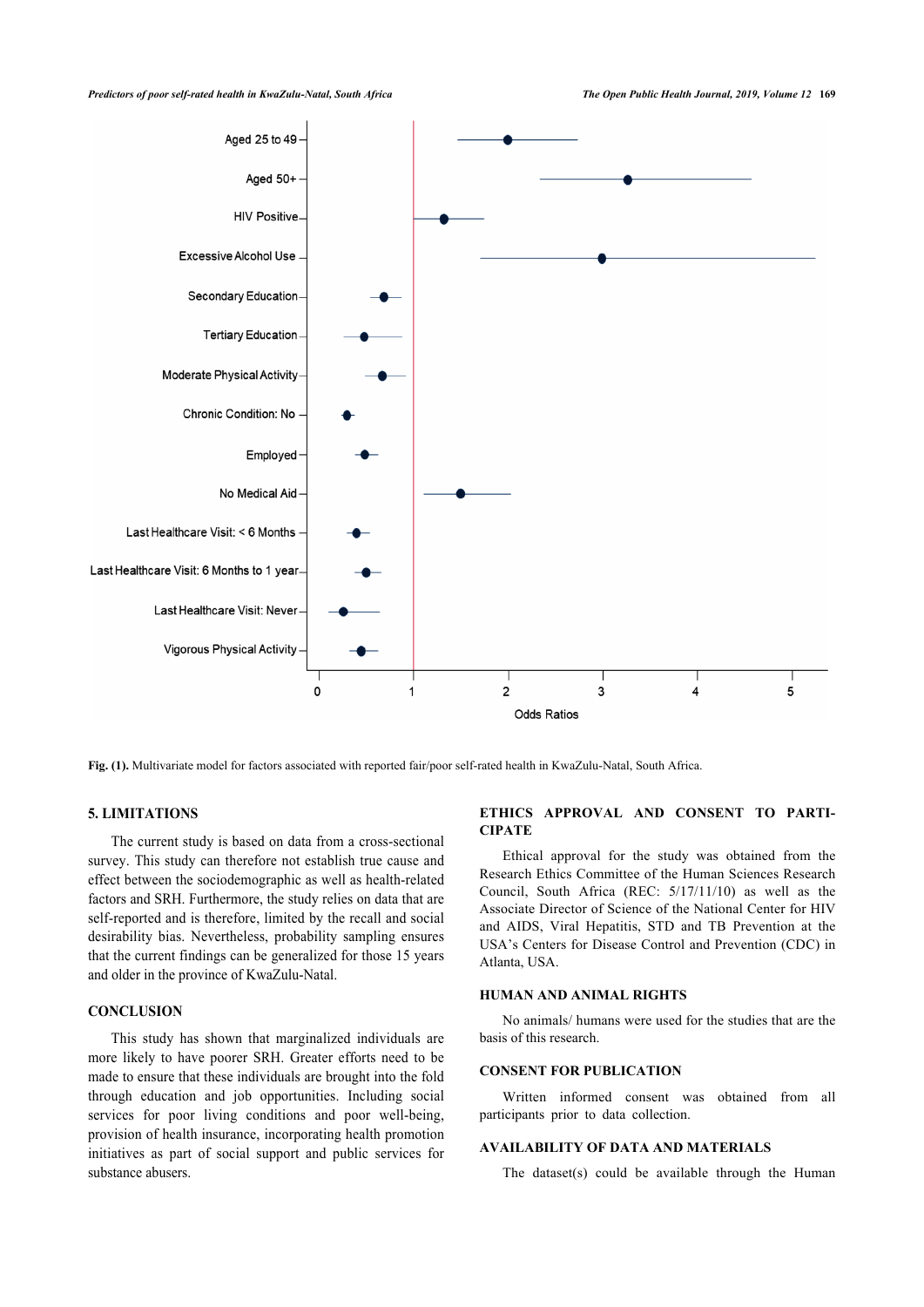**Fig. (1).** Multivariate model for factors associated with reported fair/poor self-rated health in KwaZulu-Natal, South Africa.

## 5. LIMITATIONS

The current study is based on data from a cross-sectional survey. This study can therefore not establish true cause and effect between the sociodemographic as well as health-related factors and SRH. Furthermore, the study relies on data that are self-reported and is therefore, limited by the recall and social desirability bias. Nevertheless, probability sampling ensures that the current findings can be generalized for those 15 years and older in the province of KwaZulu-Natal.

## CONCLUSION

This study has shown that marginalized individuals are more likely to have poorer SRH. Greater efforts need to be made to ensure that these individuals are brought into the fold through education and job opportunities. Including social services for poor living conditions and poor well-being, provision of health insurance, incorporating health promotion initiatives as part of social support and public services for substance abusers.

## ETHICS APPROVAL AND CONSENT TO PARTICIPATE

Ethical approval for the study was obtained from the Research Ethics Committee of the Human Sciences Research Council, South Africa (REC: 5/17/11/10) as well as the Associate Director of Science of the National Center for HIV and AIDS, Viral Hepatitis, STD and TB Prevention at the USA's Centers for Disease Control and Prevention (CDC) in Atlanta, USA.

## HUMAN AND ANIMAL RIGHTS

No animals/ humans were used for the studies that are the basis of this research.

## CONSENT FOR PUBLICATION

Written informed consent was obtained from all participants prior to data collection.

## AVAILABILITY OF DATA AND MATERIALS

The dataset(s) could be available through the Human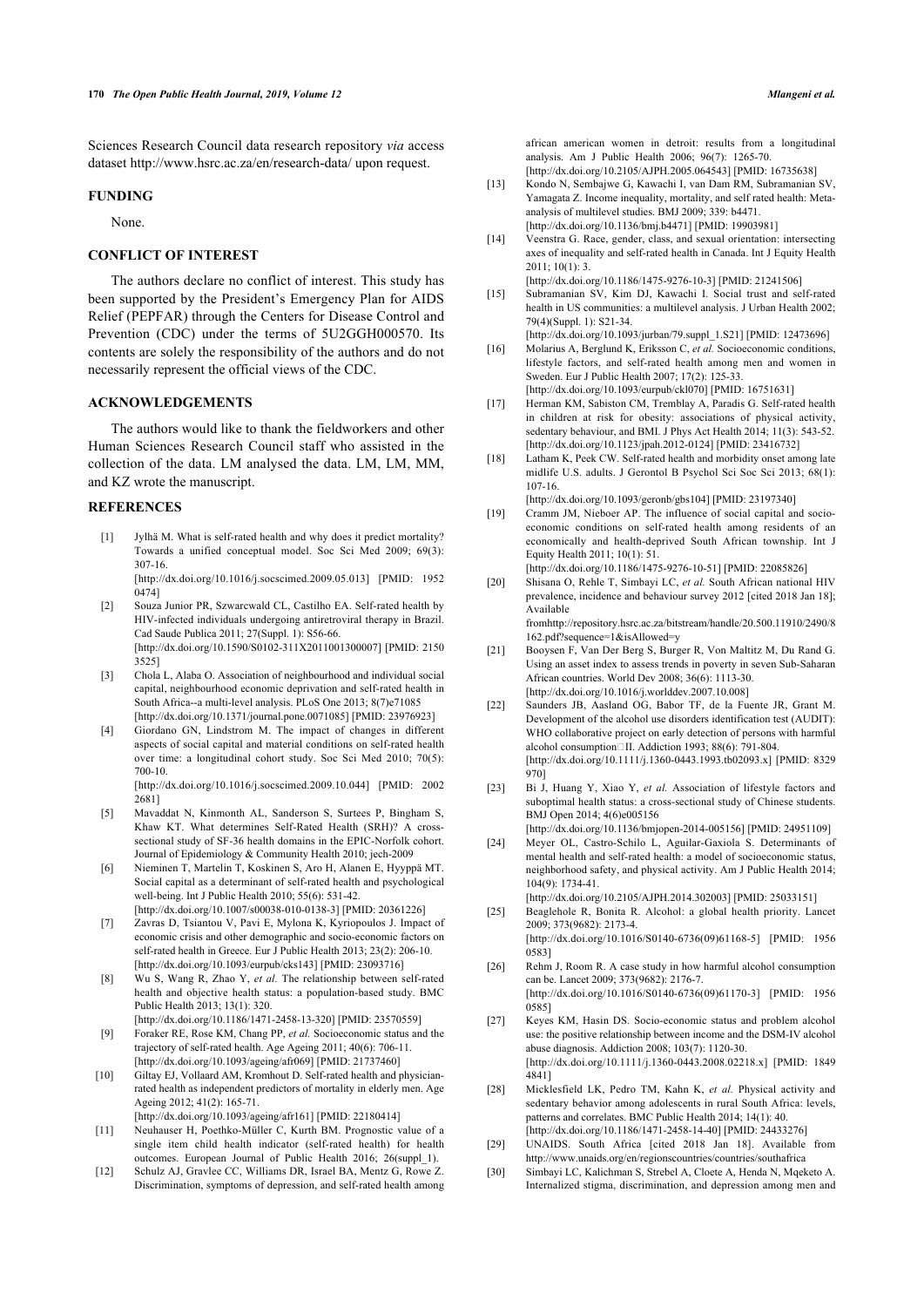Sciences Research Council data research repository *via* access dataset http://www.hsrc.ac.za/en/research-data/ upon request.

## FUNDING

None.

## CONFLICT OF INTEREST

The authors declare no conflict of interest. This study has been supported by the President's Emergency Plan for AIDS Relief (PEPFAR) through the Centers for Disease Control and Prevention (CDC) under the terms of 5U2GGH000570. Its contents are solely the responsibility of the authors and do not necessarily represent the official views of the CDC.

## ACKNOWLEDGEMENTS

The authors would like to thank the fieldworkers and other Human Sciences Research Council staff who assisted in the collection of the data. LM analysed the data. LM, LM, MM, and KZ wrote the manuscript.

## REFERENCES

[1] Jylhä M. What is self-rated health and why does it predict mortality? Towards a unified conceptual model. Soc Sci Med 2009; 69(3): 307-16. [http://dx.doi.org/10.1016/j.socscimed.2009.05.013] [PMID: 19520474]

[2] Souza Junior PR, Szwarcwald CL, Castilho EA. Self-rated health by HIV-infected individuals undergoing antiretroviral therapy in Brazil. Cad Saude Publica 2011; 27(Suppl. 1): S56-66. [http://dx.doi.org/10.1590/S0102-311X2011001300007] [PMID: 21503525]

[3] Chola L, Alaba O. Association of neighbourhood and individual social capital, neighbourhood economic deprivation and self-rated health in South Africa--a multi-level analysis. PLoS One 2013; 8(7)e71085 [http://dx.doi.org/10.1371/journal.pone.0071085] [PMID: 23976923]

[4] Giordano GN, Lindstrom M. The impact of changes in different aspects of social capital and material conditions on self-rated health over time: a longitudinal cohort study. Soc Sci Med 2010; 70(5): 700-10. [http://dx.doi.org/10.1016/j.socscimed.2009.10.044] [PMID: 20022681]

[5] Mavaddat N, Kinmonth AL, Sanderson S, Surtees P, Bingham S, Khaw KT. What determines Self-Rated Health (SRH)? A cross-sectional study of SF-36 health domains in the EPIC-Norfolk cohort. Journal of Epidemiology & Community Health 2010; jech-2009

[6] Nieminen T, Martelin T, Koskinen S, Aro H, Alanen E, Hyyppä MT. Social capital as a determinant of self-rated health and psychological well-being. Int J Public Health 2010; 55(6): 531-42. [http://dx.doi.org/10.1007/s00038-010-0138-3] [PMID: 20361226]

[7] Zavras D, Tsiantou V, Pavi E, Mylona K, Kyriopoulos J. Impact of economic crisis and other demographic and socio-economic factors on self-rated health in Greece. Eur J Public Health 2013; 23(2): 206-10. [http://dx.doi.org/10.1093/eurpub/cks143] [PMID: 23093716]

[8] Wu S, Wang R, Zhao Y, *et al.* The relationship between self-rated health and objective health status: a population-based study. BMC Public Health 2013; 13(1): 320. [http://dx.doi.org/10.1186/1471-2458-13-320] [PMID: 23570559]

[9] Foraker RE, Rose KM, Chang PP, *et al.* Socioeconomic status and the trajectory of self-rated health. Age Ageing 2011; 40(6): 706-11. [http://dx.doi.org/10.1093/ageing/afr069] [PMID: 21737460]

[10] Giltay EJ, Vollaard AM, Kromhout D. Self-rated health and physician-rated health as independent predictors of mortality in elderly men. Age Ageing 2012; 41(2): 165-71. [http://dx.doi.org/10.1093/ageing/afr161] [PMID: 22180414]

[11] Neuhauser H, Poethko-Müller C, Kurth BM. Prognostic value of a single item child health indicator (self-rated health) for health outcomes. European Journal of Public Health 2016; 26(suppl_1).

[12] Schulz AJ, Gravlee CC, Williams DR, Israel BA, Mentz G, Rowe Z. Discrimination, symptoms of depression, and self-rated health among african american women in detroit: results from a longitudinal analysis. Am J Public Health 2006; 96(7): 1265-70. [http://dx.doi.org/10.2105/AJPH.2005.064543] [PMID: 16735638]

[13] Kondo N, Sembajwe G, Kawachi I, van Dam RM, Subramanian SV, Yamagata Z. Income inequality, mortality, and self rated health: Meta-analysis of multilevel studies. BMJ 2009; 339: b4471. [http://dx.doi.org/10.1136/bmj.b4471] [PMID: 19903981]

[14] Veenstra G. Race, gender, class, and sexual orientation: intersecting axes of inequality and self-rated health in Canada. Int J Equity Health 2011; 10(1): 3. [http://dx.doi.org/10.1186/1475-9276-10-3] [PMID: 21241506]

[15] Subramanian SV, Kim DJ, Kawachi I. Social trust and self-rated health in US communities: a multilevel analysis. J Urban Health 2002; 79(4)(Suppl. 1): S21-34. [http://dx.doi.org/10.1093/jurban/79.suppl_1.S21] [PMID: 12473696]

[16] Molarius A, Berglund K, Eriksson C, *et al.* Socioeconomic conditions, lifestyle factors, and self-rated health among men and women in Sweden. Eur J Public Health 2007; 17(2): 125-33. [http://dx.doi.org/10.1093/eurpub/ckl070] [PMID: 16751631]

[17] Herman KM, Sabiston CM, Tremblay A, Paradis G. Self-rated health in children at risk for obesity: associations of physical activity, sedentary behaviour, and BMI. J Phys Act Health 2014; 11(3): 543-52. [http://dx.doi.org/10.1123/jpah.2012-0124] [PMID: 23416732]

[18] Latham K, Peek CW. Self-rated health and morbidity onset among late midlife U.S. adults. J Gerontol B Psychol Sci Soc Sci 2013; 68(1): 107-16. [http://dx.doi.org/10.1093/geronb/gbs104] [PMID: 23197340]

[19] Cramm JM, Nieboer AP. The influence of social capital and socio-economic conditions on self-rated health among residents of an economically and health-deprived South African township. Int J Equity Health 2011; 10(1): 51. [http://dx.doi.org/10.1186/1475-9276-10-51] [PMID: 22085826]

[20] Shisana O, Rehle T, Simbayi LC, *et al.* South African national HIV prevalence, incidence and behaviour survey 2012 [cited 2018 Jan 18]; Available fromhttp://repository.hsrc.ac.za/bitstream/handle/20.500.11910/2490/8162.pdf?sequence=1&isAllowed=y

[21] Booysen F, Van Der Berg S, Burger R, Von Maltitz M, Du Rand G. Using an asset index to assess trends in poverty in seven Sub-Saharan African countries. World Dev 2008; 36(6): 1113-30. [http://dx.doi.org/10.1016/j.worlddev.2007.10.008]

[22] Saunders JB, Aasland OG, Babor TF, de la Fuente JR, Grant M. Development of the alcohol use disorders identification test (AUDIT): WHO collaborative project on early detection of persons with harmful alcohol consumption□II. Addiction 1993; 88(6): 791-804. [http://dx.doi.org/10.1111/j.1360-0443.1993.tb02093.x] [PMID: 8329970]

[23] Bi J, Huang Y, Xiao Y, *et al.* Association of lifestyle factors and suboptimal health status: a cross-sectional study of Chinese students. BMJ Open 2014; 4(6)e005156 [http://dx.doi.org/10.1136/bmjopen-2014-005156] [PMID: 24951109]

[24] Meyer OL, Castro-Schilo L, Aguilar-Gaxiola S. Determinants of mental health and self-rated health: a model of socioeconomic status, neighborhood safety, and physical activity. Am J Public Health 2014; 104(9): 1734-41. [http://dx.doi.org/10.2105/AJPH.2014.302003] [PMID: 25033151]

[25] Beaglehole R, Bonita R. Alcohol: a global health priority. Lancet 2009; 373(9682): 2173-4. [http://dx.doi.org/10.1016/S0140-6736(09)61168-5] [PMID: 19560583]

[26] Rehm J, Room R. A case study in how harmful alcohol consumption can be. Lancet 2009; 373(9682): 2176-7. [http://dx.doi.org/10.1016/S0140-6736(09)61170-3] [PMID: 19560585]

[27] Keyes KM, Hasin DS. Socio-economic status and problem alcohol use: the positive relationship between income and the DSM-IV alcohol abuse diagnosis. Addiction 2008; 103(7): 1120-30. [http://dx.doi.org/10.1111/j.1360-0443.2008.02218.x] [PMID: 18494841]

[28] Micklesfield LK, Pedro TM, Kahn K, *et al.* Physical activity and sedentary behavior among adolescents in rural South Africa: levels, patterns and correlates. BMC Public Health 2014; 14(1): 40. [http://dx.doi.org/10.1186/1471-2458-14-40] [PMID: 24433276]

[29] UNAIDS. South Africa [cited 2018 Jan 18]. Available from http://www.unaids.org/en/regionscountries/countries/southafrica

[30] Simbayi LC, Kalichman S, Strebel A, Cloete A, Henda N, Mqeketo A. Internalized stigma, discrimination, and depression among men and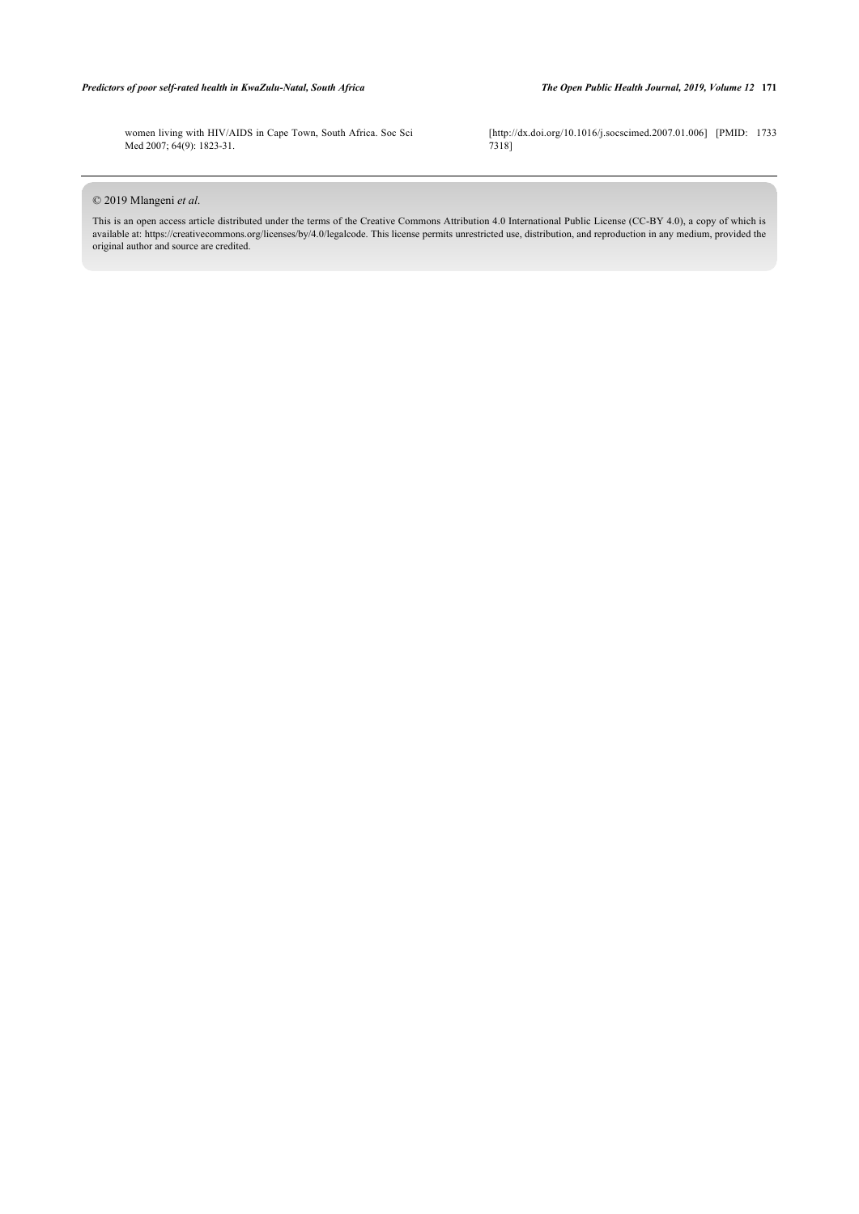women living with HIV/AIDS in Cape Town, South Africa. Soc Sci Med 2007; 64(9): 1823-31. [http://dx.doi.org/10.1016/j.socscimed.2007.01.006] [PMID: 17337318]

© 2019 Mlangeni *et al*.

This is an open access article distributed under the terms of the Creative Commons Attribution 4.0 International Public License (CC-BY 4.0), a copy of which is available at: https://creativecommons.org/licenses/by/4.0/legalcode. This license permits unrestricted use, distribution, and reproduction in any medium, provided the original author and source are credited.